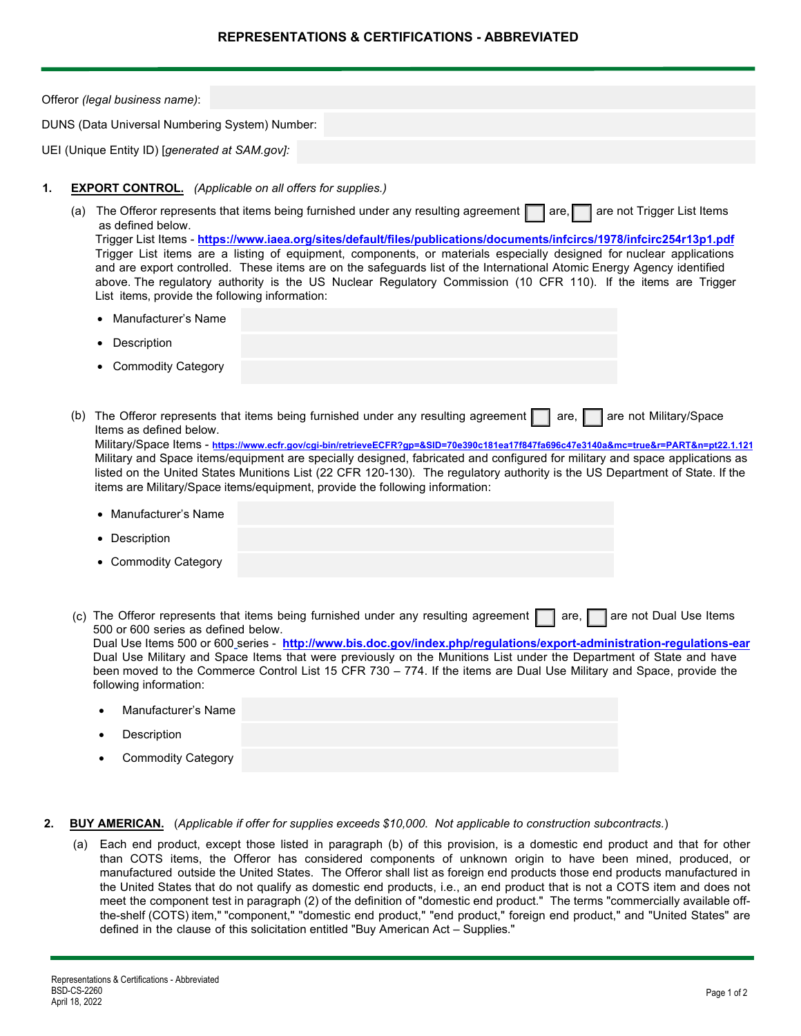## REPRESENTATIONS & CERTIFICATIONS - ABBREVIATED

Offeror *(legal business name)*:

DUNS (Data Universal Numbering System) Number:

UEI (Unique Entity ID) [*generated at SAM.gov]:*

**1. EXPORT CONTROL.** *(Applicable on all offers for supplies.)*

(a) The Offeror represents that items being furnished under any resulting agreement ☐ are, ☐ are not Trigger List Items as defined below.
Trigger List Items - **https://www.iaea.org/sites/default/files/publications/documents/infcircs/1978/infcirc254r13p1.pdf**
Trigger List items are a listing of equipment, components, or materials especially designed for nuclear applications and are export controlled. These items are on the safeguards list of the International Atomic Energy Agency identified above. The regulatory authority is the US Nuclear Regulatory Commission (10 CFR 110). If the items are Trigger List items, provide the following information:

- Manufacturer's Name
- Description
- Commodity Category

(b) The Offeror represents that items being furnished under any resulting agreement ☐ are, ☐ are not Military/Space Items as defined below.
Military/Space Items - **https://www.ecfr.gov/cgi-bin/retrieveECFR?gp=&SID=70e390c181ea17f847fa696c47e3140a&mc=true&r=PART&n=pt22.1.121**
Military and Space items/equipment are specially designed, fabricated and configured for military and space applications as listed on the United States Munitions List (22 CFR 120-130). The regulatory authority is the US Department of State. If the items are Military/Space items/equipment, provide the following information:

- Manufacturer's Name
- Description
- Commodity Category

(c) The Offeror represents that items being furnished under any resulting agreement ☐ are, ☐ are not Dual Use Items 500 or 600 series as defined below.
Dual Use Items 500 or 600 series - **http://www.bis.doc.gov/index.php/regulations/export-administration-regulations-ear**
Dual Use Military and Space Items that were previously on the Munitions List under the Department of State and have been moved to the Commerce Control List 15 CFR 730 – 774. If the items are Dual Use Military and Space, provide the following information:

- Manufacturer's Name
- Description
- Commodity Category

**2. BUY AMERICAN.** (*Applicable if offer for supplies exceeds $10,000. Not applicable to construction subcontracts.*)

(a) Each end product, except those listed in paragraph (b) of this provision, is a domestic end product and that for other than COTS items, the Offeror has considered components of unknown origin to have been mined, produced, or manufactured outside the United States. The Offeror shall list as foreign end products those end products manufactured in the United States that do not qualify as domestic end products, i.e., an end product that is not a COTS item and does not meet the component test in paragraph (2) of the definition of "domestic end product." The terms "commercially available off-the-shelf (COTS) item," "component," "domestic end product," "end product," foreign end product," and "United States" are defined in the clause of this solicitation entitled "Buy American Act – Supplies."

Representations & Certifications - Abbreviated
BSD-CS-2260
April 18, 2022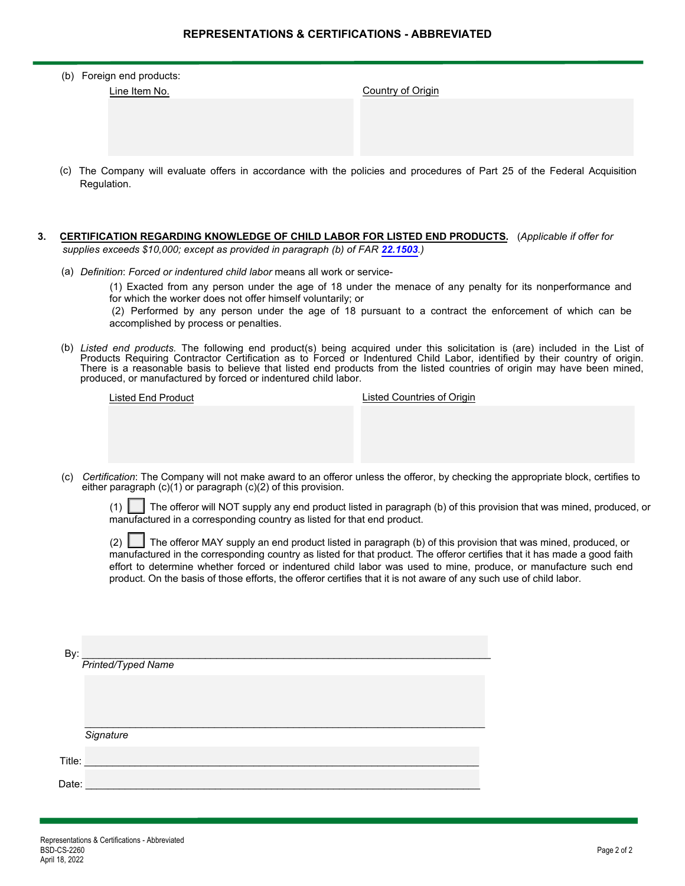(b) Foreign end products:

| Line Item No. | Country of Origin |
| --- | --- |
| | |

(c) The Company will evaluate offers in accordance with the policies and procedures of Part 25 of the Federal Acquisition Regulation.

**3. CERTIFICATION REGARDING KNOWLEDGE OF CHILD LABOR FOR LISTED END PRODUCTS.** (*Applicable if offer for supplies exceeds $10,000; except as provided in paragraph (b) of FAR* ***22.1503****.*)

(a) *Definition*: *Forced or indentured child labor* means all work or service-

(1) Exacted from any person under the age of 18 under the menace of any penalty for its nonperformance and for which the worker does not offer himself voluntarily; or

(2) Performed by any person under the age of 18 pursuant to a contract the enforcement of which can be accomplished by process or penalties.

(b) *Listed end products.* The following end product(s) being acquired under this solicitation is (are) included in the List of Products Requiring Contractor Certification as to Forced or Indentured Child Labor, identified by their country of origin. There is a reasonable basis to believe that listed end products from the listed countries of origin may have been mined, produced, or manufactured by forced or indentured child labor.

| Listed End Product | Listed Countries of Origin |
| --- | --- |
| | |

(c) *Certification*: The Company will not make award to an offeror unless the offeror, by checking the appropriate block, certifies to either paragraph (c)(1) or paragraph (c)(2) of this provision.

(1) ☐ The offeror will NOT supply any end product listed in paragraph (b) of this provision that was mined, produced, or manufactured in a corresponding country as listed for that end product.

(2) ☐ The offeror MAY supply an end product listed in paragraph (b) of this provision that was mined, produced, or manufactured in the corresponding country as listed for that product. The offeror certifies that it has made a good faith effort to determine whether forced or indentured child labor was used to mine, produce, or manufacture such end product. On the basis of those efforts, the offeror certifies that it is not aware of any such use of child labor.

By: ______________________________________________________________________

*Printed/Typed Name*

______________________________________________________________________

*Signature*

Title: ______________________________________________________________________

Date: ______________________________________________________________________

Representations & Certifications - Abbreviated
BSD-CS-2260
April 18, 2022